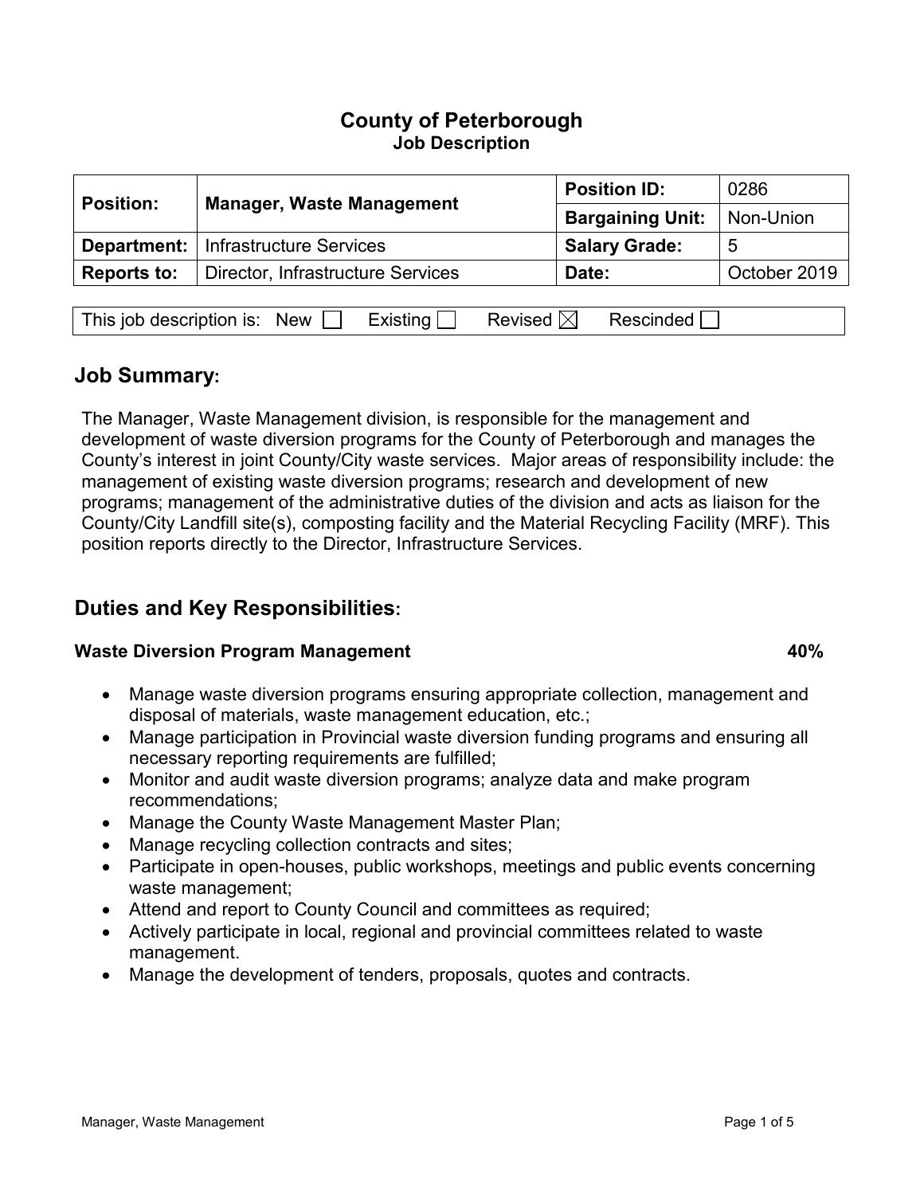# County of Peterborough
## Job Description

| **Position:** | **Manager, Waste Management** | **Position ID:** | 0286 |
|---|---|---|---|
| | | **Bargaining Unit:** | Non-Union |
| **Department:** | Infrastructure Services | **Salary Grade:** | 5 |
| **Reports to:** | Director, Infrastructure Services | **Date:** | October 2019 |

This job description is: New ☐ Existing ☐ Revised ☒ Rescinded ☐

## Job Summary:

The Manager, Waste Management division, is responsible for the management and development of waste diversion programs for the County of Peterborough and manages the County's interest in joint County/City waste services. Major areas of responsibility include: the management of existing waste diversion programs; research and development of new programs; management of the administrative duties of the division and acts as liaison for the County/City Landfill site(s), composting facility and the Material Recycling Facility (MRF). This position reports directly to the Director, Infrastructure Services.

## Duties and Key Responsibilities:

**Waste Diversion Program Management 40%**

- Manage waste diversion programs ensuring appropriate collection, management and disposal of materials, waste management education, etc.;
- Manage participation in Provincial waste diversion funding programs and ensuring all necessary reporting requirements are fulfilled;
- Monitor and audit waste diversion programs; analyze data and make program recommendations;
- Manage the County Waste Management Master Plan;
- Manage recycling collection contracts and sites;
- Participate in open-houses, public workshops, meetings and public events concerning waste management;
- Attend and report to County Council and committees as required;
- Actively participate in local, regional and provincial committees related to waste management.
- Manage the development of tenders, proposals, quotes and contracts.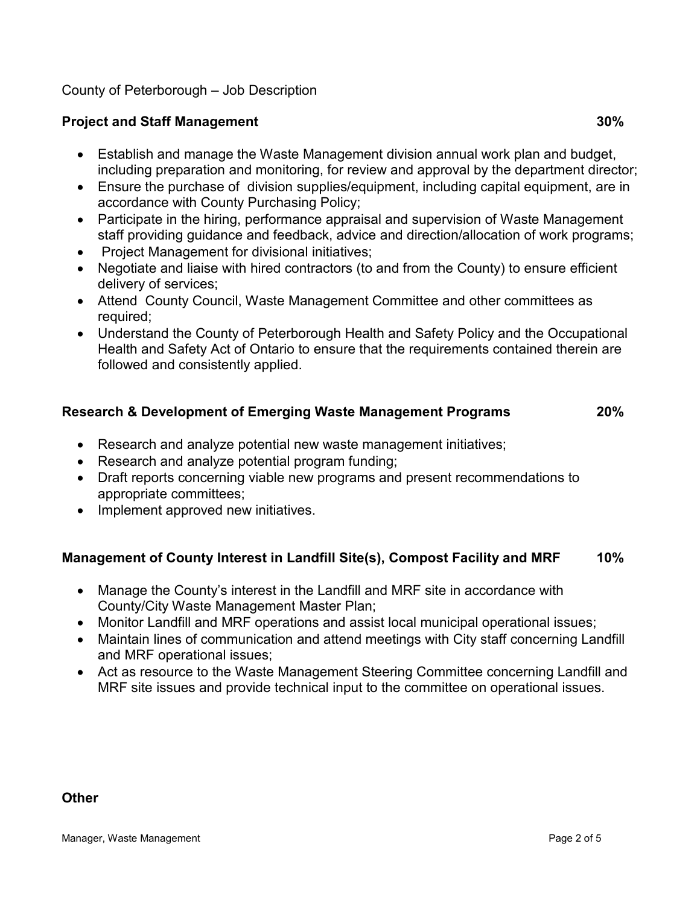County of Peterborough – Job Description

**Project and Staff Management 30%**

- Establish and manage the Waste Management division annual work plan and budget, including preparation and monitoring, for review and approval by the department director;
- Ensure the purchase of division supplies/equipment, including capital equipment, are in accordance with County Purchasing Policy;
- Participate in the hiring, performance appraisal and supervision of Waste Management staff providing guidance and feedback, advice and direction/allocation of work programs;
- Project Management for divisional initiatives;
- Negotiate and liaise with hired contractors (to and from the County) to ensure efficient delivery of services;
- Attend County Council, Waste Management Committee and other committees as required;
- Understand the County of Peterborough Health and Safety Policy and the Occupational Health and Safety Act of Ontario to ensure that the requirements contained therein are followed and consistently applied.

**Research & Development of Emerging Waste Management Programs 20%**

- Research and analyze potential new waste management initiatives;
- Research and analyze potential program funding;
- Draft reports concerning viable new programs and present recommendations to appropriate committees;
- Implement approved new initiatives.

**Management of County Interest in Landfill Site(s), Compost Facility and MRF 10%**

- Manage the County's interest in the Landfill and MRF site in accordance with County/City Waste Management Master Plan;
- Monitor Landfill and MRF operations and assist local municipal operational issues;
- Maintain lines of communication and attend meetings with City staff concerning Landfill and MRF operational issues;
- Act as resource to the Waste Management Steering Committee concerning Landfill and MRF site issues and provide technical input to the committee on operational issues.

**Other**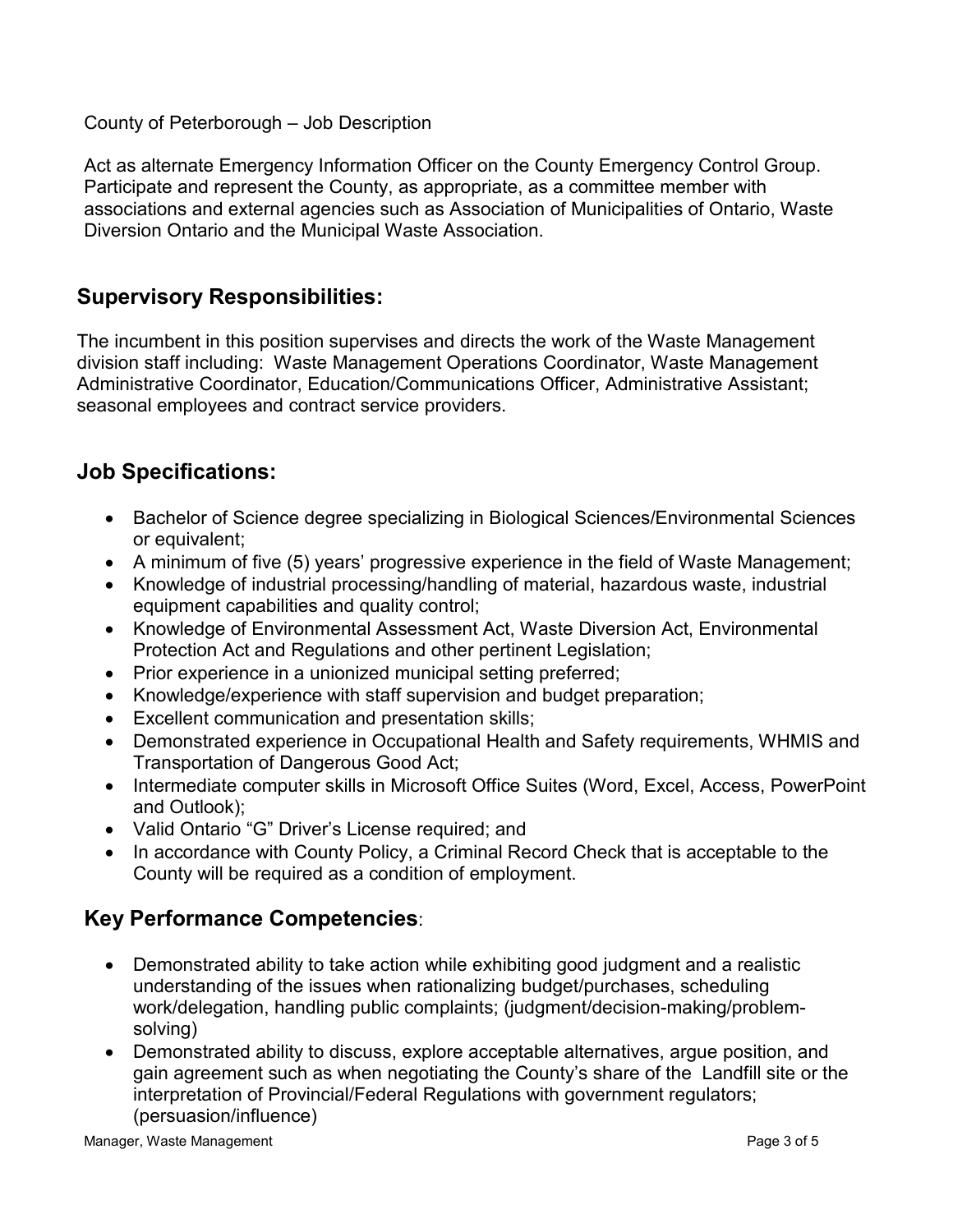Act as alternate Emergency Information Officer on the County Emergency Control Group. Participate and represent the County, as appropriate, as a committee member with associations and external agencies such as Association of Municipalities of Ontario, Waste Diversion Ontario and the Municipal Waste Association.

## Supervisory Responsibilities:

The incumbent in this position supervises and directs the work of the Waste Management division staff including: Waste Management Operations Coordinator, Waste Management Administrative Coordinator, Education/Communications Officer, Administrative Assistant; seasonal employees and contract service providers.

## Job Specifications:

- Bachelor of Science degree specializing in Biological Sciences/Environmental Sciences or equivalent;
- A minimum of five (5) years' progressive experience in the field of Waste Management;
- Knowledge of industrial processing/handling of material, hazardous waste, industrial equipment capabilities and quality control;
- Knowledge of Environmental Assessment Act, Waste Diversion Act, Environmental Protection Act and Regulations and other pertinent Legislation;
- Prior experience in a unionized municipal setting preferred;
- Knowledge/experience with staff supervision and budget preparation;
- Excellent communication and presentation skills;
- Demonstrated experience in Occupational Health and Safety requirements, WHMIS and Transportation of Dangerous Good Act;
- Intermediate computer skills in Microsoft Office Suites (Word, Excel, Access, PowerPoint and Outlook);
- Valid Ontario "G" Driver's License required; and
- In accordance with County Policy, a Criminal Record Check that is acceptable to the County will be required as a condition of employment.

## Key Performance Competencies:

- Demonstrated ability to take action while exhibiting good judgment and a realistic understanding of the issues when rationalizing budget/purchases, scheduling work/delegation, handling public complaints; (judgment/decision-making/problem-solving)
- Demonstrated ability to discuss, explore acceptable alternatives, argue position, and gain agreement such as when negotiating the County's share of the Landfill site or the interpretation of Provincial/Federal Regulations with government regulators; (persuasion/influence)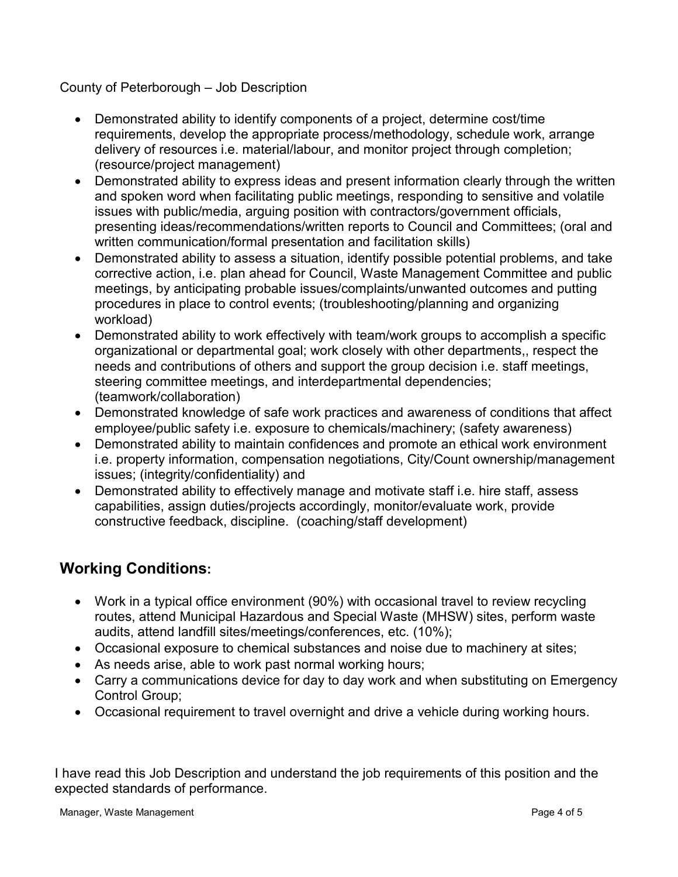- Demonstrated ability to identify components of a project, determine cost/time requirements, develop the appropriate process/methodology, schedule work, arrange delivery of resources i.e. material/labour, and monitor project through completion; (resource/project management)
- Demonstrated ability to express ideas and present information clearly through the written and spoken word when facilitating public meetings, responding to sensitive and volatile issues with public/media, arguing position with contractors/government officials, presenting ideas/recommendations/written reports to Council and Committees; (oral and written communication/formal presentation and facilitation skills)
- Demonstrated ability to assess a situation, identify possible potential problems, and take corrective action, i.e. plan ahead for Council, Waste Management Committee and public meetings, by anticipating probable issues/complaints/unwanted outcomes and putting procedures in place to control events; (troubleshooting/planning and organizing workload)
- Demonstrated ability to work effectively with team/work groups to accomplish a specific organizational or departmental goal; work closely with other departments,, respect the needs and contributions of others and support the group decision i.e. staff meetings, steering committee meetings, and interdepartmental dependencies; (teamwork/collaboration)
- Demonstrated knowledge of safe work practices and awareness of conditions that affect employee/public safety i.e. exposure to chemicals/machinery; (safety awareness)
- Demonstrated ability to maintain confidences and promote an ethical work environment i.e. property information, compensation negotiations, City/Count ownership/management issues; (integrity/confidentiality) and
- Demonstrated ability to effectively manage and motivate staff i.e. hire staff, assess capabilities, assign duties/projects accordingly, monitor/evaluate work, provide constructive feedback, discipline. (coaching/staff development)

## Working Conditions:

- Work in a typical office environment (90%) with occasional travel to review recycling routes, attend Municipal Hazardous and Special Waste (MHSW) sites, perform waste audits, attend landfill sites/meetings/conferences, etc. (10%);
- Occasional exposure to chemical substances and noise due to machinery at sites;
- As needs arise, able to work past normal working hours;
- Carry a communications device for day to day work and when substituting on Emergency Control Group;
- Occasional requirement to travel overnight and drive a vehicle during working hours.

I have read this Job Description and understand the job requirements of this position and the expected standards of performance.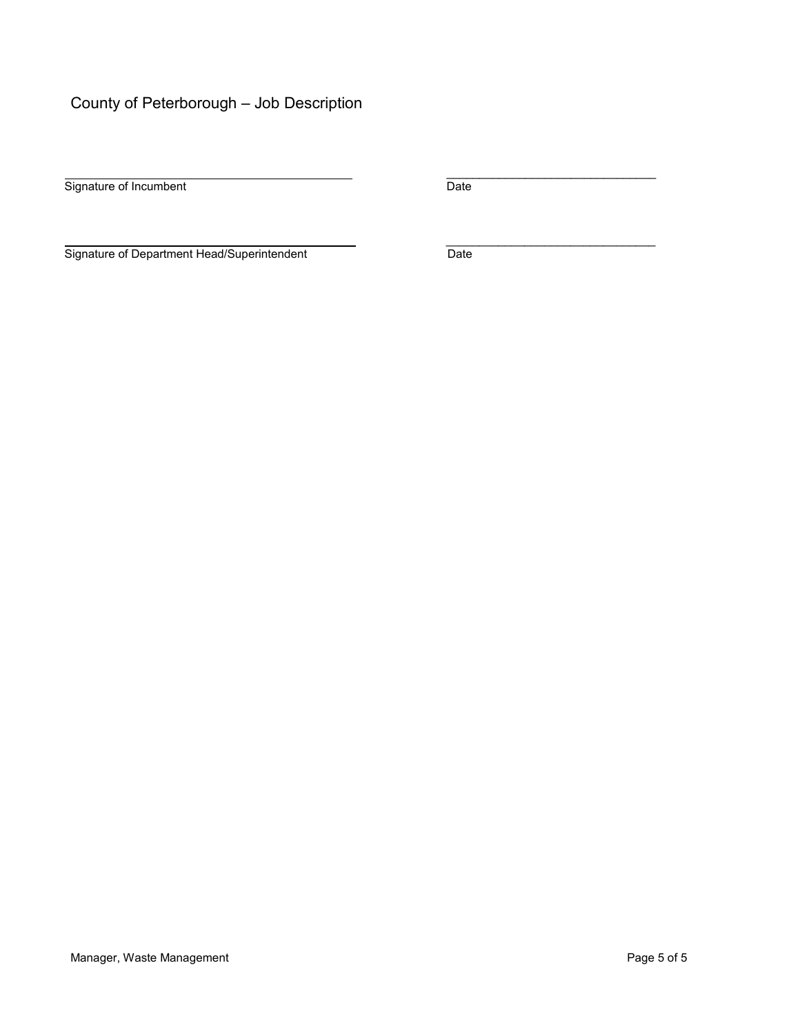County of Peterborough – Job Description

\_\_\_\_\_\_\_\_\_\_\_\_\_\_\_\_\_\_\_\_\_\_\_\_\_\_\_\_\_\_\_\_\_\_\_\_\_\_\_\_ \_\_\_\_\_\_\_\_\_\_\_\_\_\_\_\_\_\_\_\_\_\_\_\_\_\_\_\_\_\_\_\_

Signature of Incumbent Date

\_\_\_\_\_\_\_\_\_\_\_\_\_\_\_\_\_\_\_\_\_\_\_\_\_\_\_\_\_\_\_\_\_\_\_\_\_\_\_\_ \_\_\_\_\_\_\_\_\_\_\_\_\_\_\_\_\_\_\_\_\_\_\_\_\_\_\_\_\_\_\_\_

Signature of Department Head/Superintendent Date